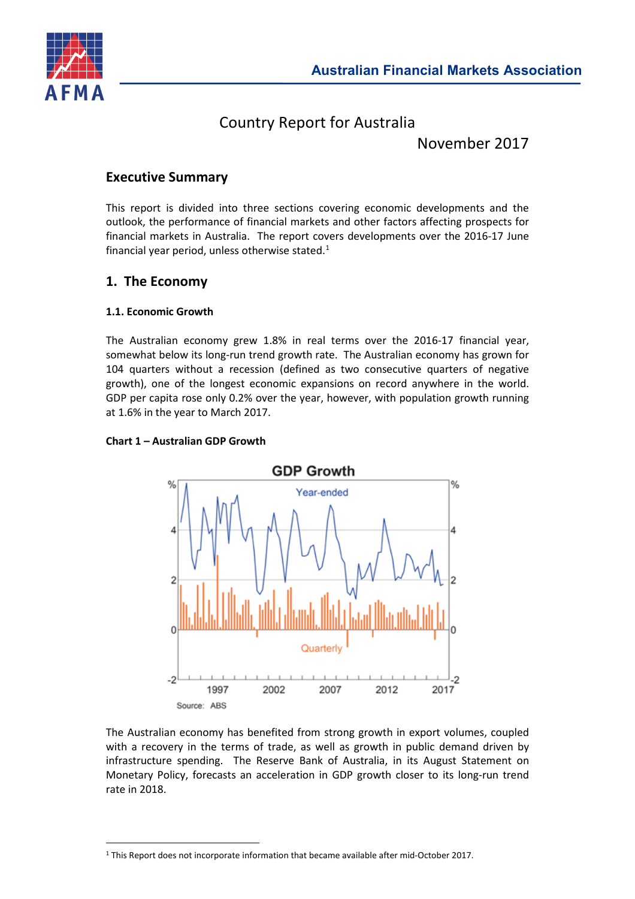Australian Financial Markets Association

# Country Report for Australia

November 2017

## Executive Summary

This report is divided into three sections covering economic developments and the outlook, the performance of financial markets and other factors affecting prospects for financial markets in Australia. The report covers developments over the 2016-17 June financial year period, unless otherwise stated.[1]

## 1. The Economy

### 1.1. Economic Growth

The Australian economy grew 1.8% in real terms over the 2016-17 financial year, somewhat below its long-run trend growth rate. The Australian economy has grown for 104 quarters without a recession (defined as two consecutive quarters of negative growth), one of the longest economic expansions on record anywhere in the world. GDP per capita rose only 0.2% over the year, however, with population growth running at 1.6% in the year to March 2017.

**Chart 1 – Australian GDP Growth**

The Australian economy has benefited from strong growth in export volumes, coupled with a recovery in the terms of trade, as well as growth in public demand driven by infrastructure spending. The Reserve Bank of Australia, in its August Statement on Monetary Policy, forecasts an acceleration in GDP growth closer to its long-run trend rate in 2018.

[1] This Report does not incorporate information that became available after mid-October 2017.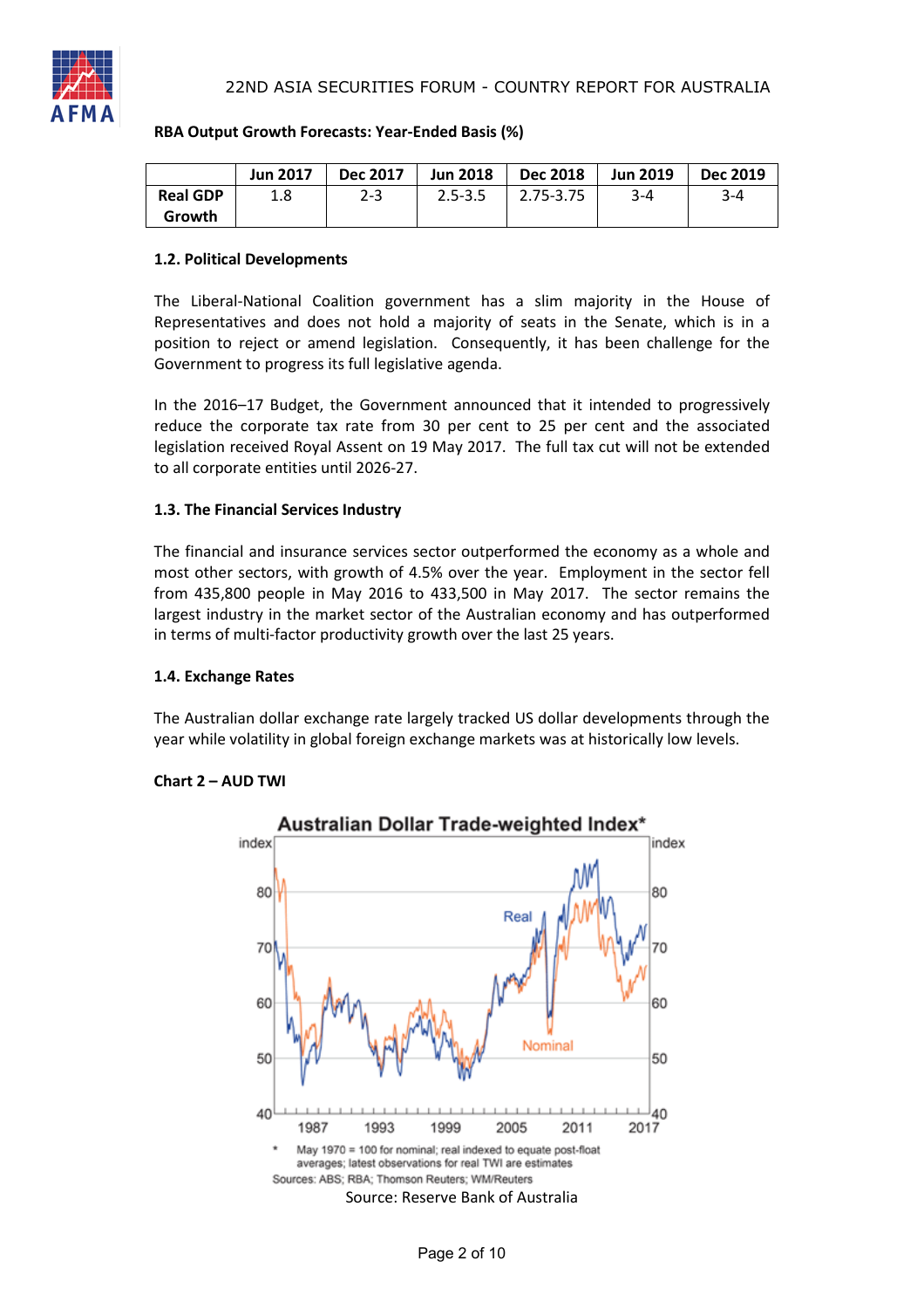**RBA Output Growth Forecasts: Year-Ended Basis (%)**

| | Jun 2017 | Dec 2017 | Jun 2018 | Dec 2018 | Jun 2019 | Dec 2019 |
|---|---|---|---|---|---|---|
| Real GDP Growth | 1.8 | 2-3 | 2.5-3.5 | 2.75-3.75 | 3-4 | 3-4 |

### 1.2. Political Developments

The Liberal-National Coalition government has a slim majority in the House of Representatives and does not hold a majority of seats in the Senate, which is in a position to reject or amend legislation. Consequently, it has been challenge for the Government to progress its full legislative agenda.

In the 2016–17 Budget, the Government announced that it intended to progressively reduce the corporate tax rate from 30 per cent to 25 per cent and the associated legislation received Royal Assent on 19 May 2017. The full tax cut will not be extended to all corporate entities until 2026-27.

### 1.3. The Financial Services Industry

The financial and insurance services sector outperformed the economy as a whole and most other sectors, with growth of 4.5% over the year. Employment in the sector fell from 435,800 people in May 2016 to 433,500 in May 2017. The sector remains the largest industry in the market sector of the Australian economy and has outperformed in terms of multi-factor productivity growth over the last 25 years.

### 1.4. Exchange Rates

The Australian dollar exchange rate largely tracked US dollar developments through the year while volatility in global foreign exchange markets was at historically low levels.

**Chart 2 – AUD TWI**

Australian Dollar Trade-weighted Index*

\* May 1970 = 100 for nominal; real indexed to equate post-float averages; latest observations for real TWI are estimates

Sources: ABS; RBA; Thomson Reuters; WM/Reuters

Source: Reserve Bank of Australia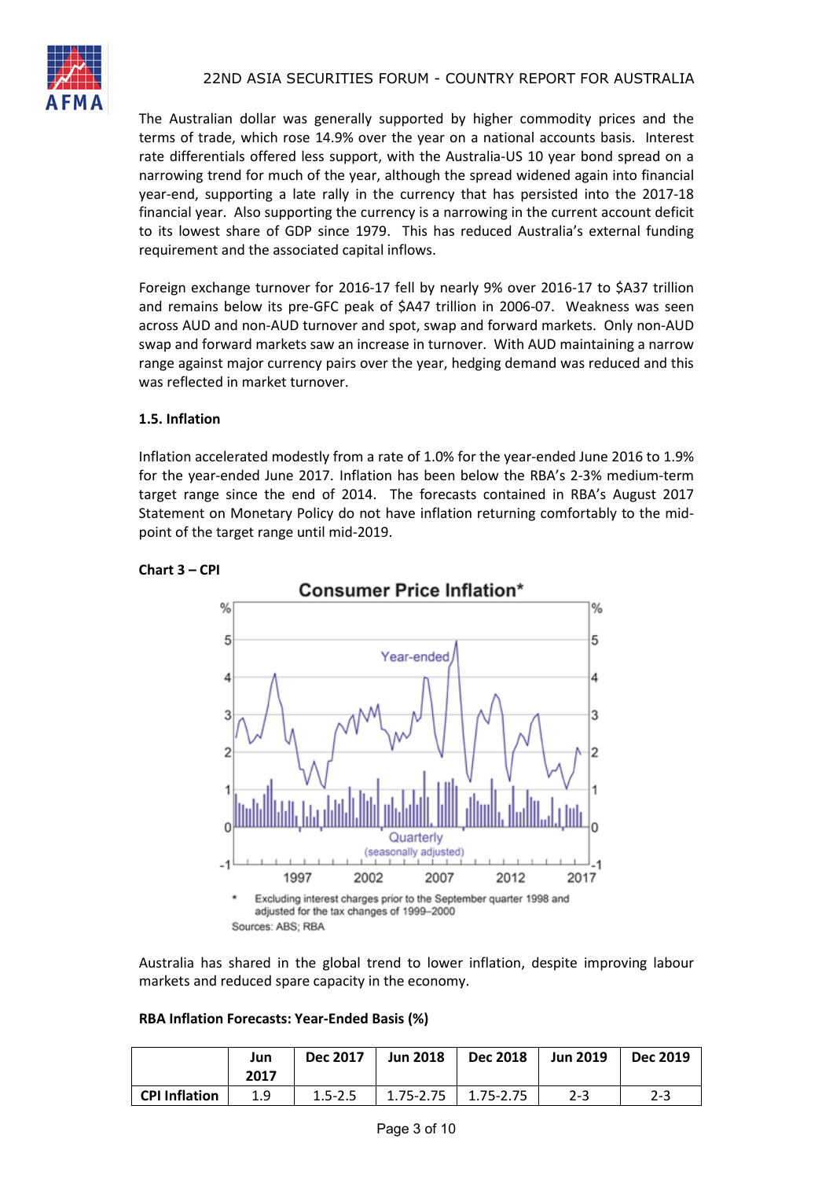The Australian dollar was generally supported by higher commodity prices and the terms of trade, which rose 14.9% over the year on a national accounts basis. Interest rate differentials offered less support, with the Australia-US 10 year bond spread on a narrowing trend for much of the year, although the spread widened again into financial year-end, supporting a late rally in the currency that has persisted into the 2017-18 financial year. Also supporting the currency is a narrowing in the current account deficit to its lowest share of GDP since 1979. This has reduced Australia's external funding requirement and the associated capital inflows.

Foreign exchange turnover for 2016-17 fell by nearly 9% over 2016-17 to $A37 trillion and remains below its pre-GFC peak of $A47 trillion in 2006-07. Weakness was seen across AUD and non-AUD turnover and spot, swap and forward markets. Only non-AUD swap and forward markets saw an increase in turnover. With AUD maintaining a narrow range against major currency pairs over the year, hedging demand was reduced and this was reflected in market turnover.

### 1.5. Inflation

Inflation accelerated modestly from a rate of 1.0% for the year-ended June 2016 to 1.9% for the year-ended June 2017. Inflation has been below the RBA's 2-3% medium-term target range since the end of 2014. The forecasts contained in RBA's August 2017 Statement on Monetary Policy do not have inflation returning comfortably to the mid-point of the target range until mid-2019.

**Chart 3 – CPI**

Consumer Price Inflation*

* Excluding interest charges prior to the September quarter 1998 and adjusted for the tax changes of 1999–2000

Sources: ABS; RBA

Australia has shared in the global trend to lower inflation, despite improving labour markets and reduced spare capacity in the economy.

**RBA Inflation Forecasts: Year-Ended Basis (%)**

| | Jun 2017 | Dec 2017 | Jun 2018 | Dec 2018 | Jun 2019 | Dec 2019 |
|---|---|---|---|---|---|---|
| **CPI Inflation** | 1.9 | 1.5-2.5 | 1.75-2.75 | 1.75-2.75 | 2-3 | 2-3 |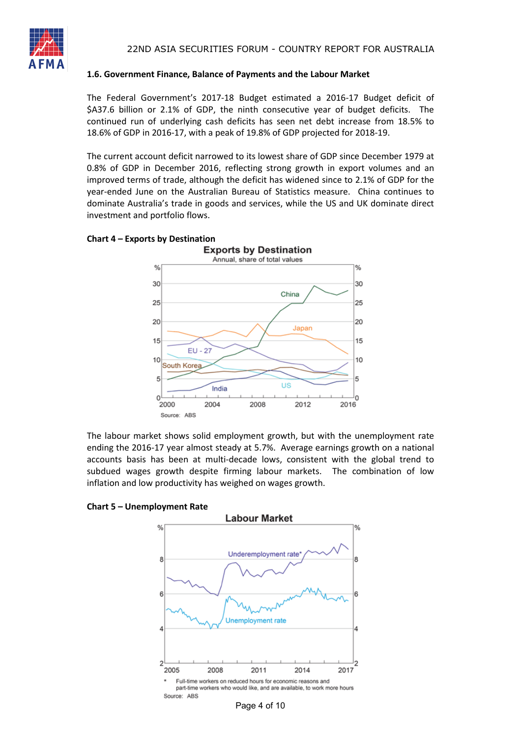## 1.6. Government Finance, Balance of Payments and the Labour Market

The Federal Government's 2017-18 Budget estimated a 2016-17 Budget deficit of $A37.6 billion or 2.1% of GDP, the ninth consecutive year of budget deficits. The continued run of underlying cash deficits has seen net debt increase from 18.5% to 18.6% of GDP in 2016-17, with a peak of 19.8% of GDP projected for 2018-19.

The current account deficit narrowed to its lowest share of GDP since December 1979 at 0.8% of GDP in December 2016, reflecting strong growth in export volumes and an improved terms of trade, although the deficit has widened since to 2.1% of GDP for the year-ended June on the Australian Bureau of Statistics measure. China continues to dominate Australia's trade in goods and services, while the US and UK dominate direct investment and portfolio flows.

**Chart 4 – Exports by Destination**

The labour market shows solid employment growth, but with the unemployment rate ending the 2016-17 year almost steady at 5.7%. Average earnings growth on a national accounts basis has been at multi-decade lows, consistent with the global trend to subdued wages growth despite firming labour markets. The combination of low inflation and low productivity has weighed on wages growth.

**Chart 5 – Unemployment Rate**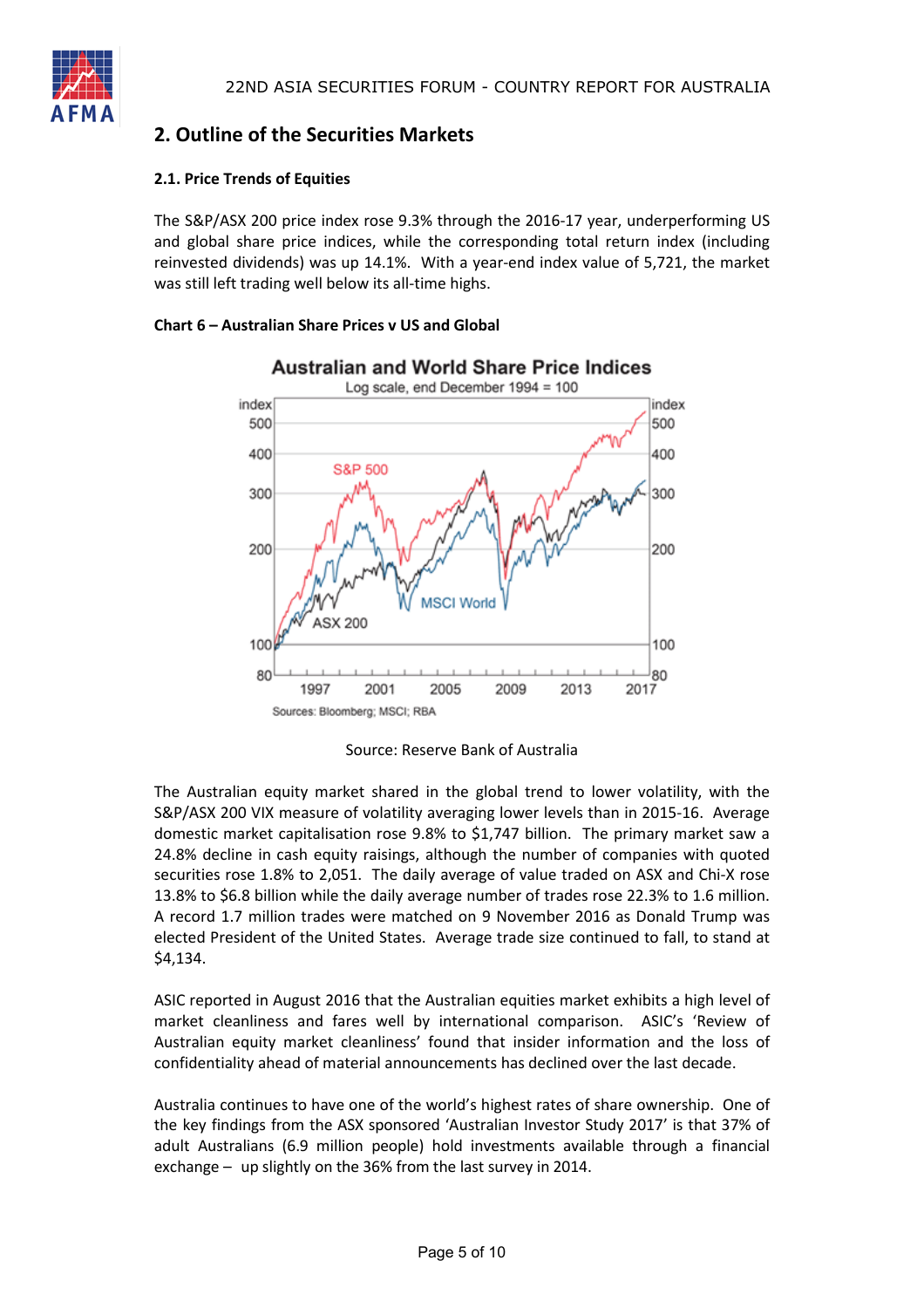## 2. Outline of the Securities Markets

### 2.1. Price Trends of Equities

The S&P/ASX 200 price index rose 9.3% through the 2016-17 year, underperforming US and global share price indices, while the corresponding total return index (including reinvested dividends) was up 14.1%. With a year-end index value of 5,721, the market was still left trading well below its all-time highs.

**Chart 6 – Australian Share Prices v US and Global**

Source: Reserve Bank of Australia

The Australian equity market shared in the global trend to lower volatility, with the S&P/ASX 200 VIX measure of volatility averaging lower levels than in 2015-16. Average domestic market capitalisation rose 9.8% to $1,747 billion. The primary market saw a 24.8% decline in cash equity raisings, although the number of companies with quoted securities rose 1.8% to 2,051. The daily average of value traded on ASX and Chi-X rose 13.8% to $6.8 billion while the daily average number of trades rose 22.3% to 1.6 million. A record 1.7 million trades were matched on 9 November 2016 as Donald Trump was elected President of the United States. Average trade size continued to fall, to stand at $4,134.

ASIC reported in August 2016 that the Australian equities market exhibits a high level of market cleanliness and fares well by international comparison. ASIC's 'Review of Australian equity market cleanliness' found that insider information and the loss of confidentiality ahead of material announcements has declined over the last decade.

Australia continues to have one of the world's highest rates of share ownership. One of the key findings from the ASX sponsored 'Australian Investor Study 2017' is that 37% of adult Australians (6.9 million people) hold investments available through a financial exchange – up slightly on the 36% from the last survey in 2014.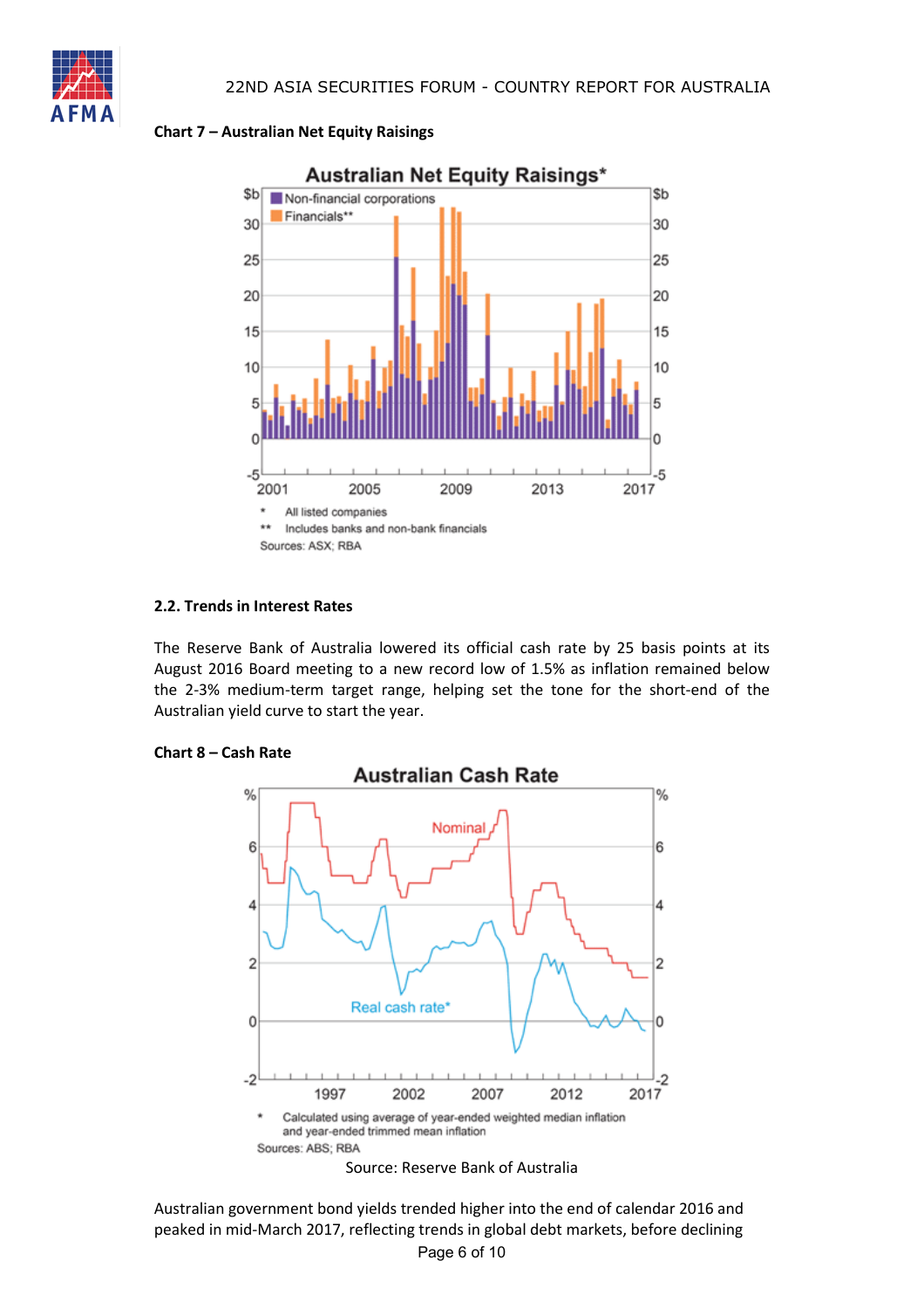**Chart 7 – Australian Net Equity Raisings**

**2.2. Trends in Interest Rates**

The Reserve Bank of Australia lowered its official cash rate by 25 basis points at its August 2016 Board meeting to a new record low of 1.5% as inflation remained below the 2-3% medium-term target range, helping set the tone for the short-end of the Australian yield curve to start the year.

**Chart 8 – Cash Rate**

Source: Reserve Bank of Australia

Australian government bond yields trended higher into the end of calendar 2016 and peaked in mid-March 2017, reflecting trends in global debt markets, before declining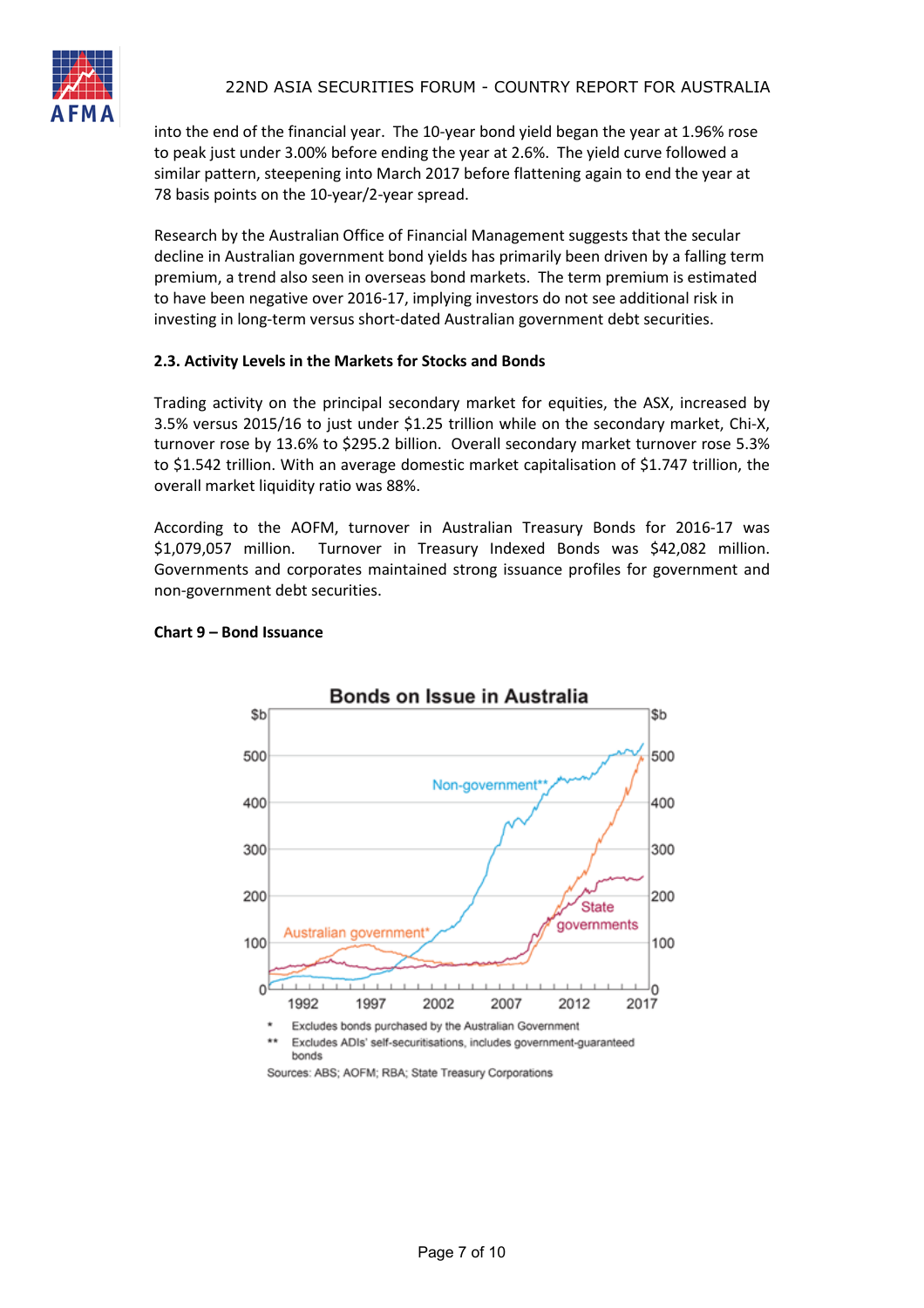into the end of the financial year. The 10-year bond yield began the year at 1.96% rose to peak just under 3.00% before ending the year at 2.6%. The yield curve followed a similar pattern, steepening into March 2017 before flattening again to end the year at 78 basis points on the 10-year/2-year spread.

Research by the Australian Office of Financial Management suggests that the secular decline in Australian government bond yields has primarily been driven by a falling term premium, a trend also seen in overseas bond markets. The term premium is estimated to have been negative over 2016-17, implying investors do not see additional risk in investing in long-term versus short-dated Australian government debt securities.

### 2.3. Activity Levels in the Markets for Stocks and Bonds

Trading activity on the principal secondary market for equities, the ASX, increased by 3.5% versus 2015/16 to just under $1.25 trillion while on the secondary market, Chi-X, turnover rose by 13.6% to $295.2 billion. Overall secondary market turnover rose 5.3% to $1.542 trillion. With an average domestic market capitalisation of $1.747 trillion, the overall market liquidity ratio was 88%.

According to the AOFM, turnover in Australian Treasury Bonds for 2016-17 was $1,079,057 million. Turnover in Treasury Indexed Bonds was $42,082 million. Governments and corporates maintained strong issuance profiles for government and non-government debt securities.

**Chart 9 – Bond Issuance**

Bonds on Issue in Australia

\* Excludes bonds purchased by the Australian Government

\*\* Excludes ADIs' self-securitisations, includes government-guaranteed bonds

Sources: ABS; AOFM; RBA; State Treasury Corporations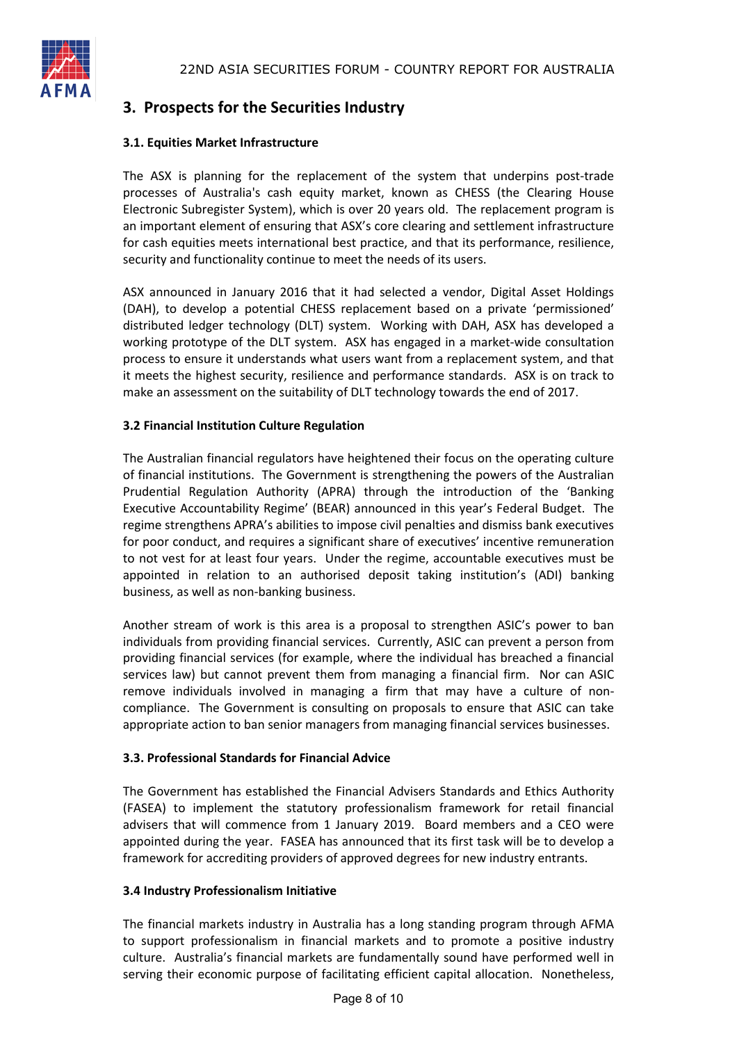## 3. Prospects for the Securities Industry

### 3.1. Equities Market Infrastructure

The ASX is planning for the replacement of the system that underpins post-trade processes of Australia's cash equity market, known as CHESS (the Clearing House Electronic Subregister System), which is over 20 years old. The replacement program is an important element of ensuring that ASX's core clearing and settlement infrastructure for cash equities meets international best practice, and that its performance, resilience, security and functionality continue to meet the needs of its users.

ASX announced in January 2016 that it had selected a vendor, Digital Asset Holdings (DAH), to develop a potential CHESS replacement based on a private 'permissioned' distributed ledger technology (DLT) system. Working with DAH, ASX has developed a working prototype of the DLT system. ASX has engaged in a market-wide consultation process to ensure it understands what users want from a replacement system, and that it meets the highest security, resilience and performance standards. ASX is on track to make an assessment on the suitability of DLT technology towards the end of 2017.

### 3.2 Financial Institution Culture Regulation

The Australian financial regulators have heightened their focus on the operating culture of financial institutions. The Government is strengthening the powers of the Australian Prudential Regulation Authority (APRA) through the introduction of the 'Banking Executive Accountability Regime' (BEAR) announced in this year's Federal Budget. The regime strengthens APRA's abilities to impose civil penalties and dismiss bank executives for poor conduct, and requires a significant share of executives' incentive remuneration to not vest for at least four years. Under the regime, accountable executives must be appointed in relation to an authorised deposit taking institution's (ADI) banking business, as well as non-banking business.

Another stream of work is this area is a proposal to strengthen ASIC's power to ban individuals from providing financial services. Currently, ASIC can prevent a person from providing financial services (for example, where the individual has breached a financial services law) but cannot prevent them from managing a financial firm. Nor can ASIC remove individuals involved in managing a firm that may have a culture of non-compliance. The Government is consulting on proposals to ensure that ASIC can take appropriate action to ban senior managers from managing financial services businesses.

### 3.3. Professional Standards for Financial Advice

The Government has established the Financial Advisers Standards and Ethics Authority (FASEA) to implement the statutory professionalism framework for retail financial advisers that will commence from 1 January 2019. Board members and a CEO were appointed during the year. FASEA has announced that its first task will be to develop a framework for accrediting providers of approved degrees for new industry entrants.

### 3.4 Industry Professionalism Initiative

The financial markets industry in Australia has a long standing program through AFMA to support professionalism in financial markets and to promote a positive industry culture. Australia's financial markets are fundamentally sound have performed well in serving their economic purpose of facilitating efficient capital allocation. Nonetheless,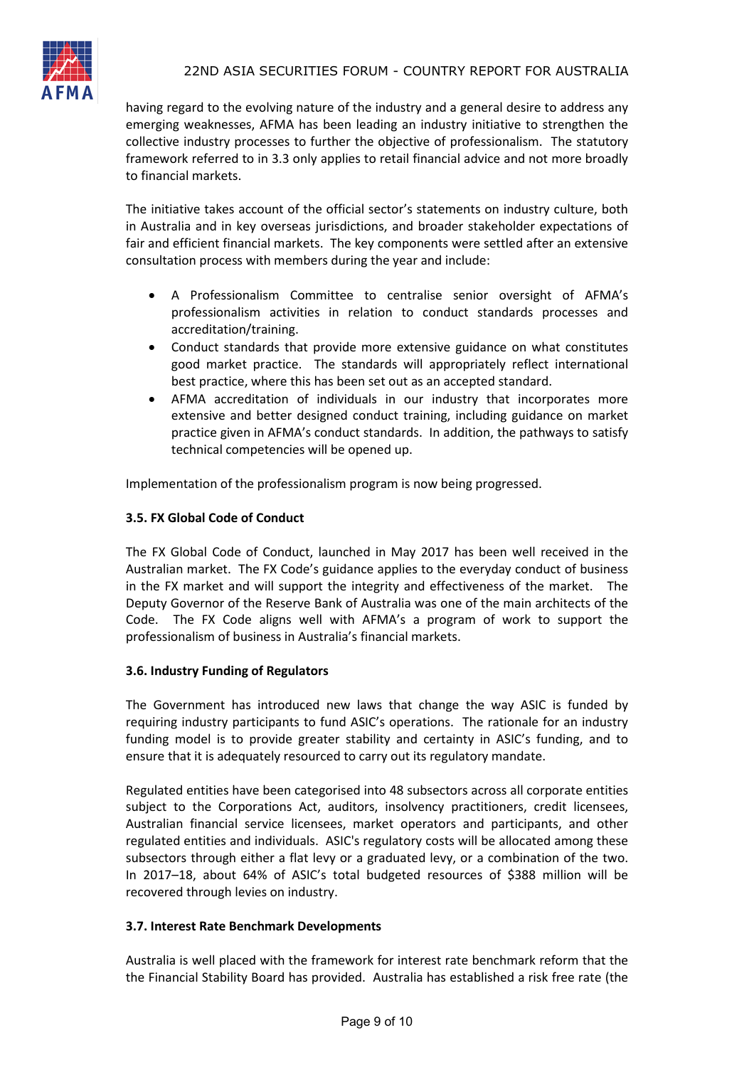having regard to the evolving nature of the industry and a general desire to address any emerging weaknesses, AFMA has been leading an industry initiative to strengthen the collective industry processes to further the objective of professionalism. The statutory framework referred to in 3.3 only applies to retail financial advice and not more broadly to financial markets.

The initiative takes account of the official sector's statements on industry culture, both in Australia and in key overseas jurisdictions, and broader stakeholder expectations of fair and efficient financial markets. The key components were settled after an extensive consultation process with members during the year and include:

- A Professionalism Committee to centralise senior oversight of AFMA's professionalism activities in relation to conduct standards processes and accreditation/training.
- Conduct standards that provide more extensive guidance on what constitutes good market practice. The standards will appropriately reflect international best practice, where this has been set out as an accepted standard.
- AFMA accreditation of individuals in our industry that incorporates more extensive and better designed conduct training, including guidance on market practice given in AFMA's conduct standards. In addition, the pathways to satisfy technical competencies will be opened up.

Implementation of the professionalism program is now being progressed.

### 3.5. FX Global Code of Conduct

The FX Global Code of Conduct, launched in May 2017 has been well received in the Australian market. The FX Code's guidance applies to the everyday conduct of business in the FX market and will support the integrity and effectiveness of the market. The Deputy Governor of the Reserve Bank of Australia was one of the main architects of the Code. The FX Code aligns well with AFMA's a program of work to support the professionalism of business in Australia's financial markets.

### 3.6. Industry Funding of Regulators

The Government has introduced new laws that change the way ASIC is funded by requiring industry participants to fund ASIC's operations. The rationale for an industry funding model is to provide greater stability and certainty in ASIC's funding, and to ensure that it is adequately resourced to carry out its regulatory mandate.

Regulated entities have been categorised into 48 subsectors across all corporate entities subject to the Corporations Act, auditors, insolvency practitioners, credit licensees, Australian financial service licensees, market operators and participants, and other regulated entities and individuals. ASIC's regulatory costs will be allocated among these subsectors through either a flat levy or a graduated levy, or a combination of the two. In 2017–18, about 64% of ASIC's total budgeted resources of $388 million will be recovered through levies on industry.

### 3.7. Interest Rate Benchmark Developments

Australia is well placed with the framework for interest rate benchmark reform that the the Financial Stability Board has provided. Australia has established a risk free rate (the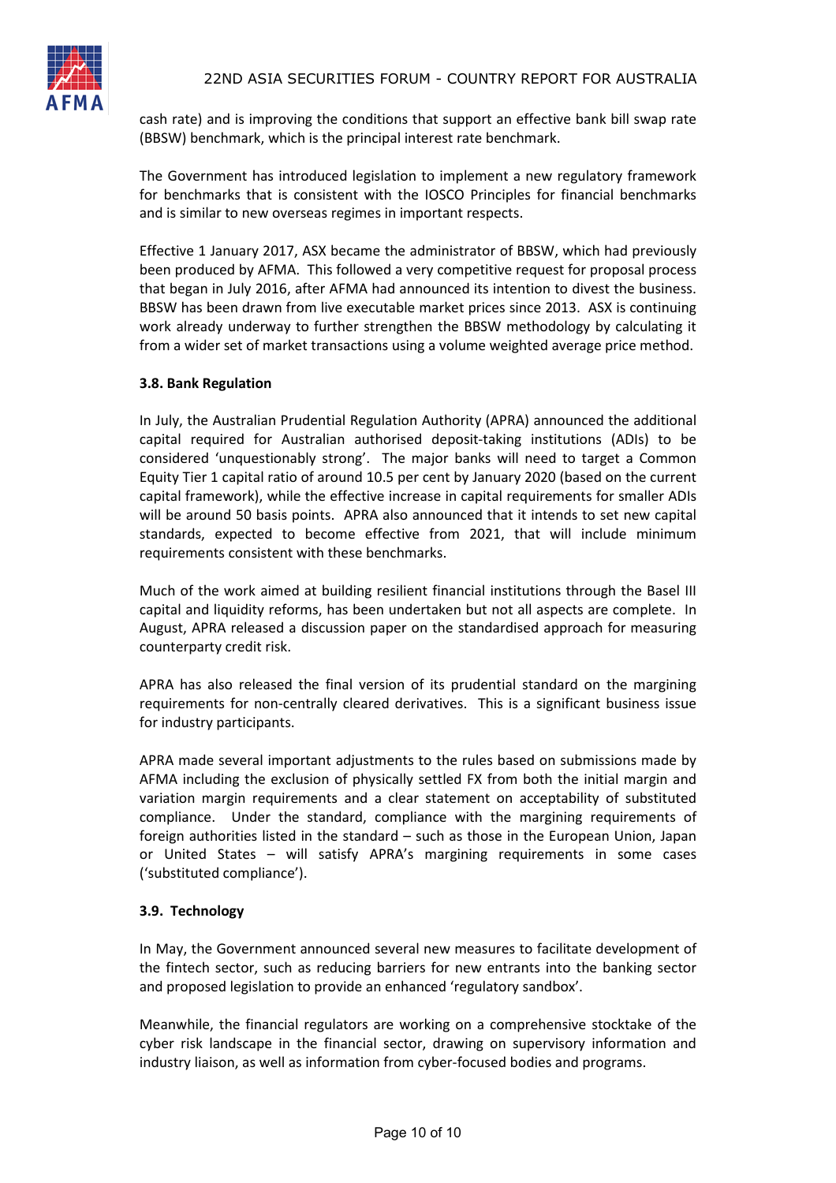cash rate) and is improving the conditions that support an effective bank bill swap rate (BBSW) benchmark, which is the principal interest rate benchmark.

The Government has introduced legislation to implement a new regulatory framework for benchmarks that is consistent with the IOSCO Principles for financial benchmarks and is similar to new overseas regimes in important respects.

Effective 1 January 2017, ASX became the administrator of BBSW, which had previously been produced by AFMA. This followed a very competitive request for proposal process that began in July 2016, after AFMA had announced its intention to divest the business. BBSW has been drawn from live executable market prices since 2013. ASX is continuing work already underway to further strengthen the BBSW methodology by calculating it from a wider set of market transactions using a volume weighted average price method.

### 3.8. Bank Regulation

In July, the Australian Prudential Regulation Authority (APRA) announced the additional capital required for Australian authorised deposit-taking institutions (ADIs) to be considered 'unquestionably strong'. The major banks will need to target a Common Equity Tier 1 capital ratio of around 10.5 per cent by January 2020 (based on the current capital framework), while the effective increase in capital requirements for smaller ADIs will be around 50 basis points. APRA also announced that it intends to set new capital standards, expected to become effective from 2021, that will include minimum requirements consistent with these benchmarks.

Much of the work aimed at building resilient financial institutions through the Basel III capital and liquidity reforms, has been undertaken but not all aspects are complete. In August, APRA released a discussion paper on the standardised approach for measuring counterparty credit risk.

APRA has also released the final version of its prudential standard on the margining requirements for non-centrally cleared derivatives. This is a significant business issue for industry participants.

APRA made several important adjustments to the rules based on submissions made by AFMA including the exclusion of physically settled FX from both the initial margin and variation margin requirements and a clear statement on acceptability of substituted compliance. Under the standard, compliance with the margining requirements of foreign authorities listed in the standard – such as those in the European Union, Japan or United States – will satisfy APRA's margining requirements in some cases ('substituted compliance').

### 3.9. Technology

In May, the Government announced several new measures to facilitate development of the fintech sector, such as reducing barriers for new entrants into the banking sector and proposed legislation to provide an enhanced 'regulatory sandbox'.

Meanwhile, the financial regulators are working on a comprehensive stocktake of the cyber risk landscape in the financial sector, drawing on supervisory information and industry liaison, as well as information from cyber-focused bodies and programs.